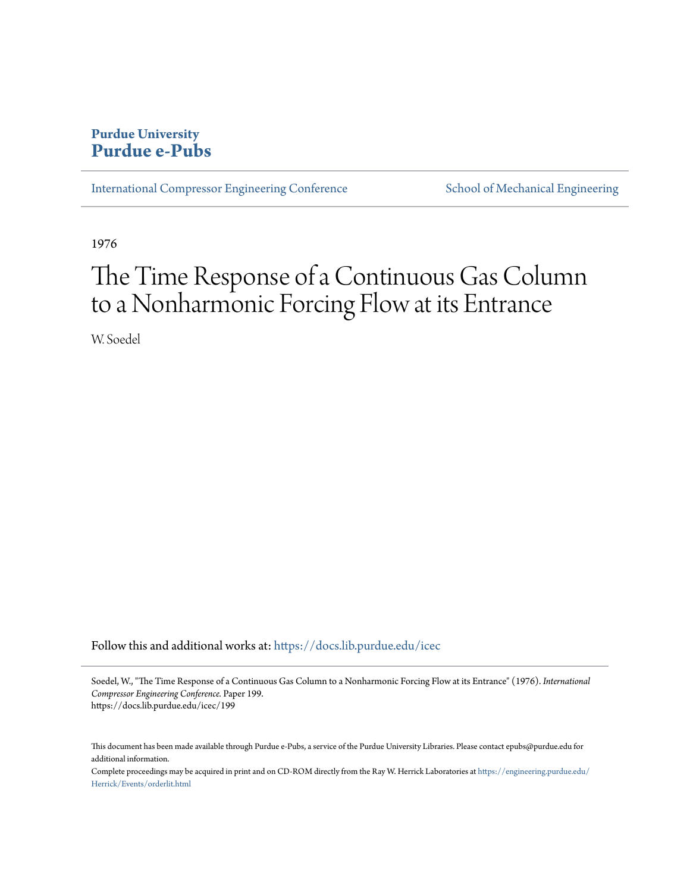**Purdue University**
**Purdue e-Pubs**

International Compressor Engineering Conference | School of Mechanical Engineering

1976

# The Time Response of a Continuous Gas Column to a Nonharmonic Forcing Flow at its Entrance

W. Soedel

Follow this and additional works at: https://docs.lib.purdue.edu/icec

Soedel, W., "The Time Response of a Continuous Gas Column to a Nonharmonic Forcing Flow at its Entrance" (1976). *International Compressor Engineering Conference.* Paper 199.
https://docs.lib.purdue.edu/icec/199

This document has been made available through Purdue e-Pubs, a service of the Purdue University Libraries. Please contact epubs@purdue.edu for additional information.

Complete proceedings may be acquired in print and on CD-ROM directly from the Ray W. Herrick Laboratories at https://engineering.purdue.edu/Herrick/Events/orderlit.html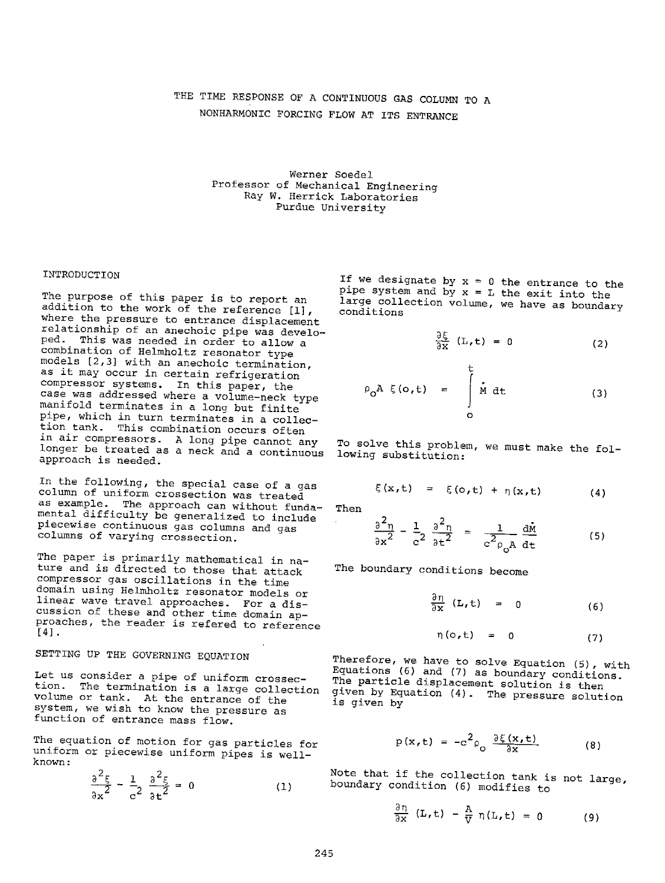# THE TIME RESPONSE OF A CONTINUOUS GAS COLUMN TO A NONHARMONIC FORCING FLOW AT ITS ENTRANCE

Werner Soedel
Professor of Mechanical Engineering
Ray W. Herrick Laboratories
Purdue University

## INTRODUCTION

The purpose of this paper is to report an addition to the work of the reference [1], where the pressure to entrance displacement relationship of an anechoic pipe was developed. This was needed in order to allow a combination of Helmholtz resonator type models [2,3] with an anechoic termination, as it may occur in certain refrigeration compressor systems. In this paper, the case was addressed where a volume-neck type manifold terminates in a long but finite pipe, which in turn terminates in a collection tank. This combination occurs often in air compressors. A long pipe cannot any longer be treated as a neck and a continuous approach is needed.

In the following, the special case of a gas column of uniform crossection was treated as example. The approach can without fundamental difficulty be generalized to include piecewise continuous gas columns and gas columns of varying crossection.

The paper is primarily mathematical in nature and is directed to those that attack compressor gas oscillations in the time domain using Helmholtz resonator models or linear wave travel approaches. For a discussion of these and other time domain approaches, the reader is refered to reference [4].

## SETTING UP THE GOVERNING EQUATION

Let us consider a pipe of uniform crossection. The termination is a large collection volume or tank. At the entrance of the system, we wish to know the pressure as function of entrance mass flow.

The equation of motion for gas particles for uniform or piecewise uniform pipes is well-known:

$$\frac{\partial^2 \xi}{\partial x^2} - \frac{1}{c^2}\frac{\partial^2 \xi}{\partial t^2} = 0 \tag{1}$$

If we designate by $x = 0$ the entrance to the pipe system and by $x = L$ the exit into the large collection volume, we have as boundary conditions

$$\frac{\partial \xi}{\partial x}(L,t) = 0 \tag{2}$$

$$\rho_o A\, \xi(o,t) = \int_o^t \dot{M}\, dt \tag{3}$$

To solve this problem, we must make the following substitution:

$$\xi(x,t) = \xi(o,t) + \eta(x,t) \tag{4}$$

Then

$$\frac{\partial^2 \eta}{\partial x^2} - \frac{1}{c^2}\frac{\partial^2 \eta}{\partial t^2} = \frac{1}{c^2 \rho_o A}\frac{d\dot{M}}{dt} \tag{5}$$

The boundary conditions become

$$\frac{\partial \eta}{\partial x}(L,t) = 0 \tag{6}$$

$$\eta(o,t) = 0 \tag{7}$$

Therefore, we have to solve Equation (5), with Equations (6) and (7) as boundary conditions. The particle displacement solution is then given by Equation (4). The pressure solution is given by

$$p(x,t) = -c^2 \rho_o \frac{\partial \xi(x,t)}{\partial x} \tag{8}$$

Note that if the collection tank is not large, boundary condition (6) modifies to

$$\frac{\partial \eta}{\partial x}(L,t) - \frac{A}{V}\eta(L,t) = 0 \tag{9}$$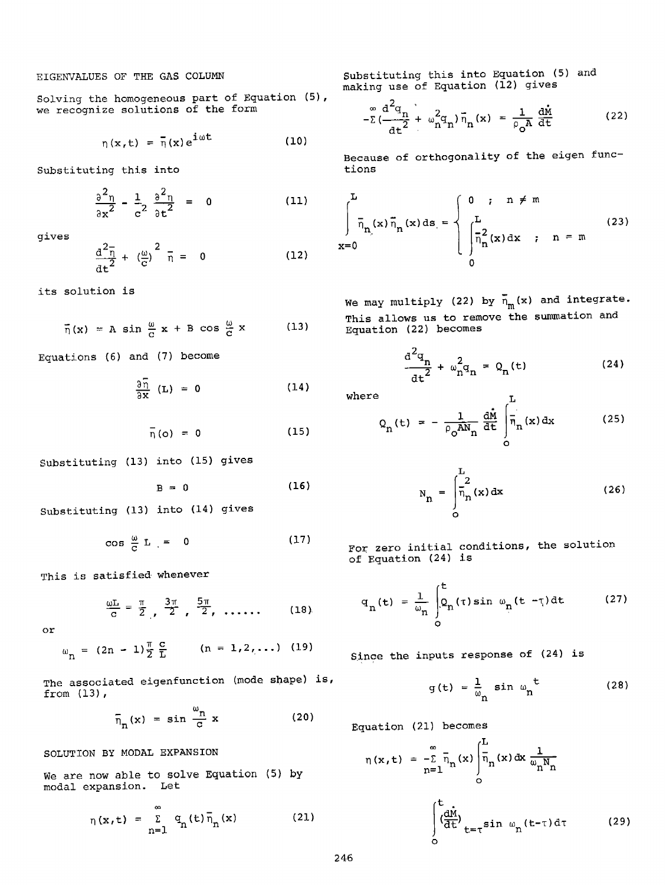## EIGENVALUES OF THE GAS COLUMN

Solving the homogeneous part of Equation (5), we recognize solutions of the form

$$\eta(x,t) = \bar{\eta}(x)e^{i\omega t} \tag{10}$$

Substituting this into

$$\frac{\partial^2 \eta}{\partial x^2} - \frac{1}{c^2}\frac{\partial^2 \eta}{\partial t^2} = 0 \tag{11}$$

gives

$$\frac{d^2\bar{\eta}}{dt^2} + \left(\frac{\omega}{c}\right)^2 \bar{\eta} = 0 \tag{12}$$

its solution is

$$\bar{\eta}(x) = A \sin \frac{\omega}{c} x + B \cos \frac{\omega}{c} x \tag{13}$$

Equations (6) and (7) become

$$\frac{\partial \bar{\eta}}{\partial x}(L) = 0 \tag{14}$$

$$\bar{\eta}(o) = 0 \tag{15}$$

Substituting (13) into (15) gives

$$B = 0 \tag{16}$$

Substituting (13) into (14) gives

$$\cos \frac{\omega}{c} L = 0 \tag{17}$$

This is satisfied whenever

$$\frac{\omega L}{c} = \frac{\pi}{2}, \frac{3\pi}{2}, \frac{5\pi}{2}, \ldots\ldots \tag{18}$$

or

$$\omega_n = (2n-1)\frac{\pi}{2}\frac{c}{L} \qquad (n = 1,2,\ldots) \tag{19}$$

The associated eigenfunction (mode shape) is, from (13),

$$\bar{\eta}_n(x) = \sin \frac{\omega_n}{c} x \tag{20}$$

## SOLUTION BY MODAL EXPANSION

We are now able to solve Equation (5) by modal expansion. Let

$$\eta(x,t) = \sum_{n=1}^{\infty} q_n(t)\bar{\eta}_n(x) \tag{21}$$

Substituting this into Equation (5) and making use of Equation (12) gives

$$-\sum^{\infty}\left(\frac{d^2 q_n}{dt^2} + \omega_n^2 q_n\right)\bar{\eta}_n(x) = \frac{1}{\rho_o A}\frac{d\dot{M}}{dt} \tag{22}$$

Because of orthogonality of the eigen functions

$$\int_{x=0}^{L} \bar{\eta}_n(x)\bar{\eta}_n(x)ds = \begin{cases} 0 & ; \quad n \neq m \\ \int_0^L \bar{\eta}_n^2(x)dx & ; \quad n = m \end{cases} \tag{23}$$

We may multiply (22) by $\bar{\eta}_m(x)$ and integrate. This allows us to remove the summation and Equation (22) becomes

$$\frac{d^2 q_n}{dt^2} + \omega_n^2 q_n = Q_n(t) \tag{24}$$

where

$$Q_n(t) = -\frac{1}{\rho_o A N_n}\frac{d\dot{M}}{dt}\int_0^L \bar{\eta}_n(x)dx \tag{25}$$

$$N_n = \int_0^L \bar{\eta}_n^2(x)dx \tag{26}$$

For zero initial conditions, the solution of Equation (24) is

$$q_n(t) = \frac{1}{\omega_n}\int_0^t Q_n(\tau)\sin \omega_n(t-\tau)dt \tag{27}$$

Since the inputs response of (24) is

$$g(t) = \frac{1}{\omega_n}\sin \omega_n t \tag{28}$$

Equation (21) becomes

$$\eta(x,t) = -\sum_{n=1}^{\infty}\bar{\eta}_n(x)\int_0^L \bar{\eta}_n(x)dx\,\frac{1}{\omega_n N_n}$$

$$\int_0^t \left(\frac{d\dot{M}}{dt}\right)_{t=\tau}\sin \omega_n(t-\tau)d\tau \tag{29}$$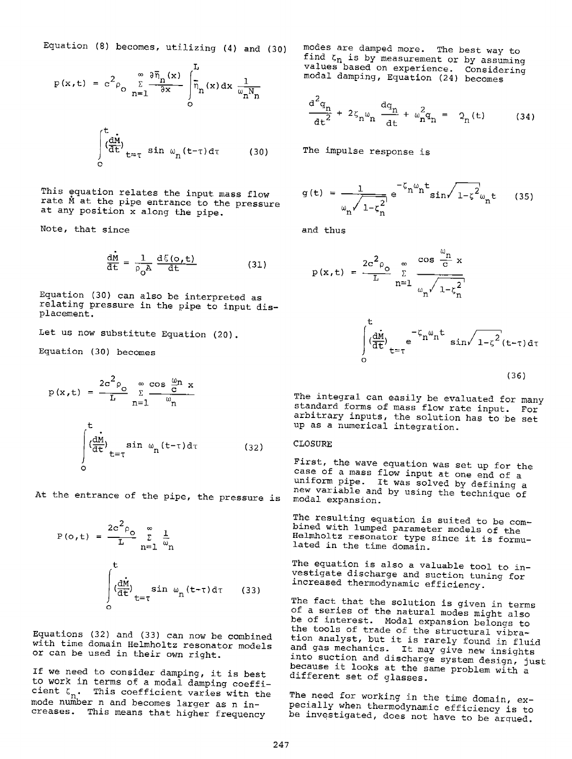Equation (8) becomes, utilizing (4) and (30)

$$p(x,t) = c^2 \rho_o \sum_{n=1}^{\infty} \frac{\partial \bar{\eta}_n(x)}{\partial x} \int_0^L \bar{\eta}_n(x)\,dx \,\frac{1}{\omega_n N_n}$$

$$\int_0^t \left(\frac{d\dot{M}}{dt}\right)_{t=\tau} \sin \omega_n (t-\tau)\,d\tau \qquad (30)$$

This equation relates the input mass flow rate $\dot{M}$ at the pipe entrance to the pressure at any position x along the pipe.

Note, that since

$$\frac{d\dot{M}}{dt} = \frac{1}{\rho_o A} \frac{d\xi(o,t)}{dt} \qquad (31)$$

Equation (30) can also be interpreted as relating pressure in the pipe to input displacement.

Let us now substitute Equation (20).

Equation (30) becomes

$$p(x,t) = \frac{2c^2 \rho_o}{L} \sum_{n=1}^{\infty} \frac{\cos \frac{\omega_n}{c} x}{\omega_n}$$

$$\int_0^t \left(\frac{d\dot{M}}{dt}\right)_{t=\tau} \sin \omega_n (t-\tau)\,d\tau \qquad (32)$$

At the entrance of the pipe, the pressure is

$$P(o,t) = \frac{2c^2 \rho_o}{L} \sum_{n=1}^{\infty} \frac{1}{\omega_n}$$

$$\int_0^t \left(\frac{d\dot{M}}{dt}\right)_{t=\tau} \sin \omega_n (t-\tau)\,d\tau \qquad (33)$$

Equations (32) and (33) can now be combined with time domain Helmholtz resonator models or can be used in their own right.

If we need to consider damping, it is best to work in terms of a modal damping coefficient $\zeta_n$. This coefficient varies with the mode number n and becomes larger as n increases. This means that higher frequency modes are damped more. The best way to find $\zeta_n$ is by measurement or by assuming values based on experience. Considering modal damping, Equation (24) becomes

$$\frac{d^2 q_n}{dt^2} + 2\zeta_n \omega_n \frac{dq_n}{dt} + \omega_n^2 q_n = Q_n(t) \qquad (34)$$

The impulse response is

$$g(t) = \frac{1}{\omega_n \sqrt{1-\zeta_n^2}} e^{-\zeta_n \omega_n t} \sin \sqrt{1-\zeta^2}\,\omega_n t \qquad (35)$$

and thus

$$p(x,t) = \frac{2c^2 \rho_o}{L} \sum_{n=1}^{\infty} \frac{\cos \frac{\omega_n}{c} x}{\omega_n \sqrt{1-\zeta_n^2}}$$

$$\int_0^t \left(\frac{d\dot{M}}{dt}\right)_{t=\tau} e^{-\zeta_n \omega_n t} \sin \sqrt{1-\zeta^2}\,(t-\tau)\,d\tau \qquad (36)$$

The integral can easily be evaluated for many standard forms of mass flow rate input. For arbitrary inputs, the solution has to be set up as a numerical integration.

## CLOSURE

First, the wave equation was set up for the case of a mass flow input at one end of a uniform pipe. It was solved by defining a new variable and by using the technique of modal expansion.

The resulting equation is suited to be combined with lumped parameter models of the Helmholtz resonator type since it is formulated in the time domain.

The equation is also a valuable tool to investigate discharge and suction tuning for increased thermodynamic efficiency.

The fact that the solution is given in terms of a series of the natural modes might also be of interest. Modal expansion belongs to the tools of trade of the structural vibration analyst, but it is rarely found in fluid and gas mechanics. It may give new insights into suction and discharge system design, just because it looks at the same problem with a different set of glasses.

The need for working in the time domain, especially when thermodynamic efficiency is to be investigated, does not have to be argued.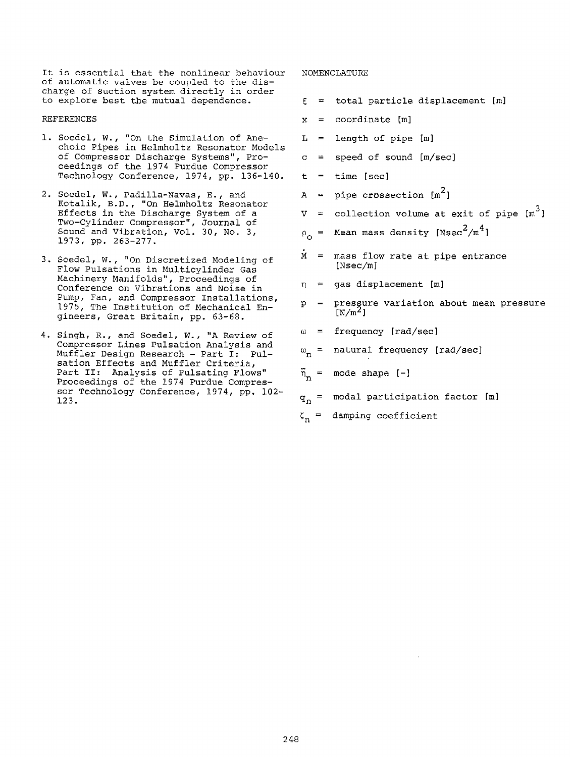It is essential that the nonlinear behaviour of automatic valves be coupled to the discharge of suction system directly in order to explore best the mutual dependence.

## REFERENCES

1. Soedel, W., "On the Simulation of Anechoic Pipes in Helmholtz Resonator Models of Compressor Discharge Systems", Proceedings of the 1974 Purdue Compressor Technology Conference, 1974, pp. 136-140.

2. Soedel, W., Padilla-Navas, E., and Kotalik, B.D., "On Helmholtz Resonator Effects in the Discharge System of a Two-Cylinder Compressor", Journal of Sound and Vibration, Vol. 30, No. 3, 1973, pp. 263-277.

3. Soedel, W., "On Discretized Modeling of Flow Pulsations in Multicylinder Gas Machinery Manifolds", Proceedings of Conference on Vibrations and Noise in Pump, Fan, and Compressor Installations, 1975, The Institution of Mechanical Engineers, Great Britain, pp. 63-68.

4. Singh, R., and Soedel, W., "A Review of Compressor Lines Pulsation Analysis and Muffler Design Research - Part I: Pulsation Effects and Muffler Criteria, Part II: Analysis of Pulsating Flows" Proceedings of the 1974 Purdue Compressor Technology Conference, 1974, pp. 102-123.

## NOMENCLATURE

$\xi$ = total particle displacement [m]

$x$ = coordinate [m]

$L$ = length of pipe [m]

$c$ = speed of sound [m/sec]

$t$ = time [sec]

$A$ = pipe crossection [$m^2$]

$V$ = collection volume at exit of pipe [$m^3$]

$\rho_o$ = Mean mass density [$Nsec^2/m^4$]

$\dot{M}$ = mass flow rate at pipe entrance [Nsec/m]

$\eta$ = gas displacement [m]

$p$ = pressure variation about mean pressure [$N/m^2$]

$\omega$ = frequency [rad/sec]

$\omega_n$ = natural frequency [rad/sec]

$\bar{\eta}_n$ = mode shape [-]

$q_n$ = modal participation factor [m]

$\zeta_n$ = damping coefficient